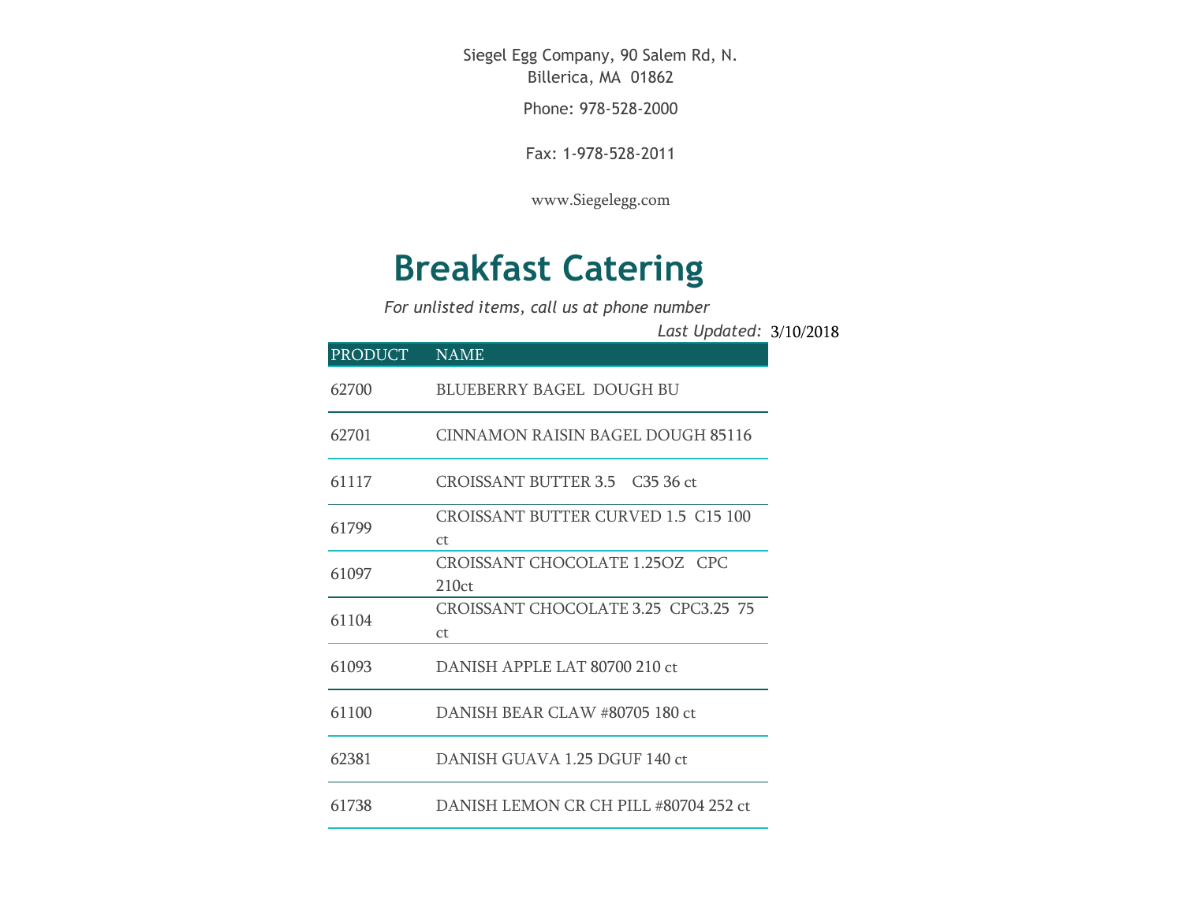Siegel Egg Company, 90 Salem Rd, N. Billerica, MA 01862

Phone: 978-528-2000

Fax: 1-978-528-2011

www.Siegelegg.com

# Breakfast Catering

*For unlisted items, call us at phone number*

*Last Updated:* 3/10/2018

| PRODUCT | NAME |
|---|---|
| 62700 | BLUEBERRY BAGEL DOUGH BU |
| 62701 | CINNAMON RAISIN BAGEL DOUGH 85116 |
| 61117 | CROISSANT BUTTER 3.5 C35 36 ct |
| 61799 | CROISSANT BUTTER CURVED 1.5 C15 100 ct |
| 61097 | CROISSANT CHOCOLATE 1.25OZ CPC 210ct |
| 61104 | CROISSANT CHOCOLATE 3.25 CPC3.25 75 ct |
| 61093 | DANISH APPLE LAT 80700 210 ct |
| 61100 | DANISH BEAR CLAW #80705 180 ct |
| 62381 | DANISH GUAVA 1.25 DGUF 140 ct |
| 61738 | DANISH LEMON CR CH PILL #80704 252 ct |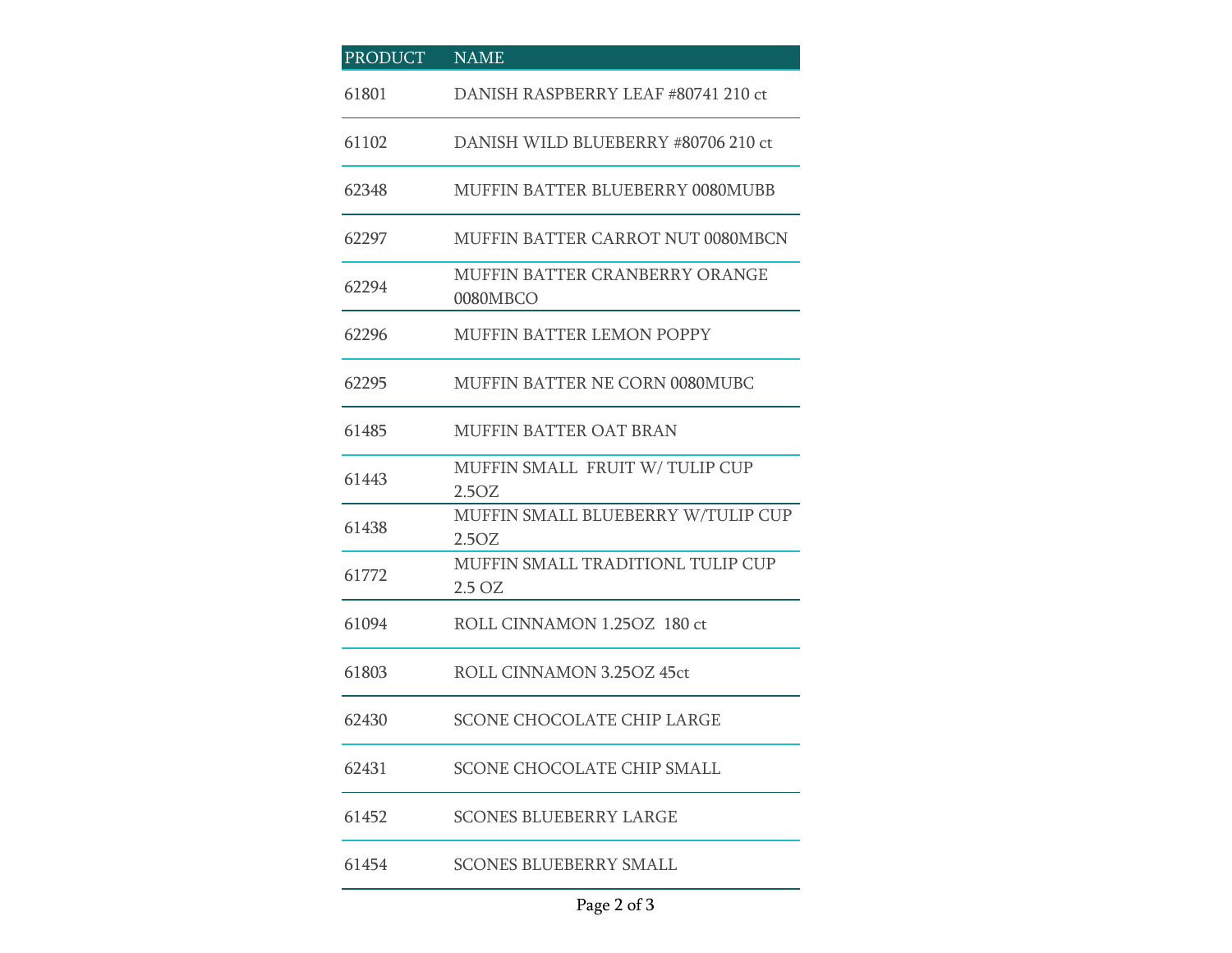| PRODUCT | NAME |
|---|---|
| 61801 | DANISH RASPBERRY LEAF #80741 210 ct |
| 61102 | DANISH WILD BLUEBERRY #80706 210 ct |
| 62348 | MUFFIN BATTER BLUEBERRY 0080MUBB |
| 62297 | MUFFIN BATTER CARROT NUT 0080MBCN |
| 62294 | MUFFIN BATTER CRANBERRY ORANGE 0080MBCO |
| 62296 | MUFFIN BATTER LEMON POPPY |
| 62295 | MUFFIN BATTER NE CORN 0080MUBC |
| 61485 | MUFFIN BATTER OAT BRAN |
| 61443 | MUFFIN SMALL FRUIT W/ TULIP CUP 2.5OZ |
| 61438 | MUFFIN SMALL BLUEBERRY W/TULIP CUP 2.5OZ |
| 61772 | MUFFIN SMALL TRADITIONL TULIP CUP 2.5 OZ |
| 61094 | ROLL CINNAMON 1.25OZ 180 ct |
| 61803 | ROLL CINNAMON 3.25OZ 45ct |
| 62430 | SCONE CHOCOLATE CHIP LARGE |
| 62431 | SCONE CHOCOLATE CHIP SMALL |
| 61452 | SCONES BLUEBERRY LARGE |
| 61454 | SCONES BLUEBERRY SMALL |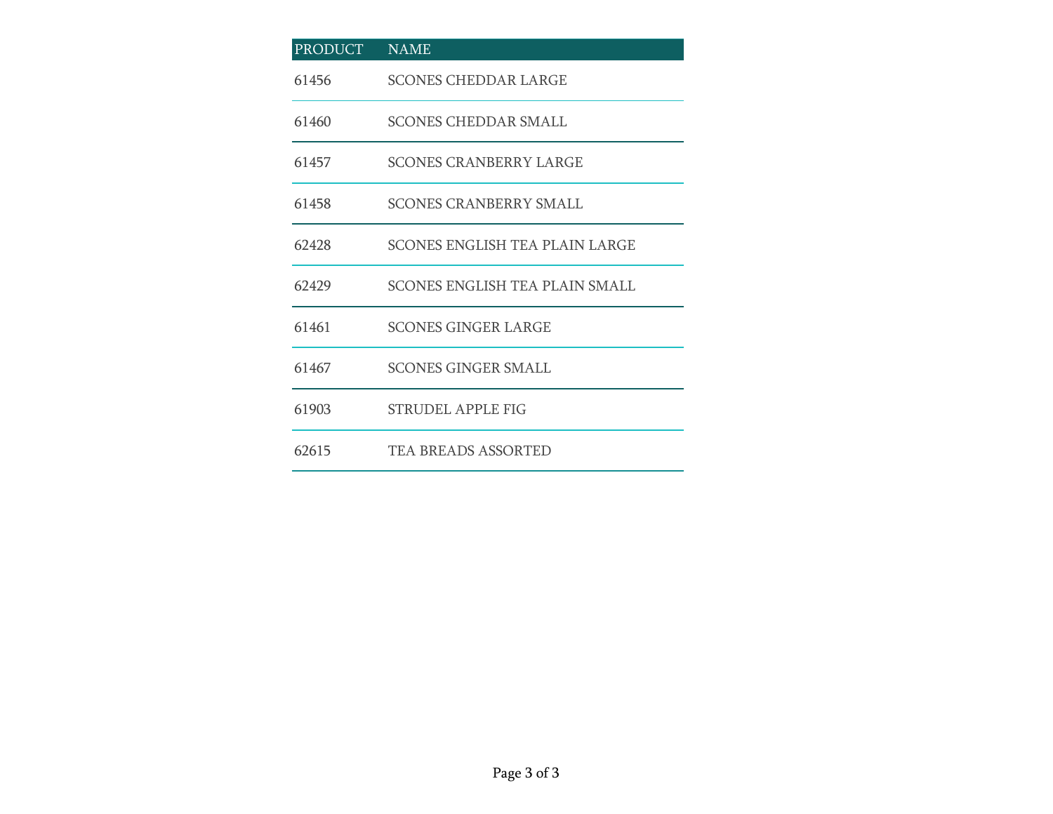| PRODUCT | NAME |
|---|---|
| 61456 | SCONES CHEDDAR LARGE |
| 61460 | SCONES CHEDDAR SMALL |
| 61457 | SCONES CRANBERRY LARGE |
| 61458 | SCONES CRANBERRY SMALL |
| 62428 | SCONES ENGLISH TEA PLAIN LARGE |
| 62429 | SCONES ENGLISH TEA PLAIN SMALL |
| 61461 | SCONES GINGER LARGE |
| 61467 | SCONES GINGER SMALL |
| 61903 | STRUDEL APPLE FIG |
| 62615 | TEA BREADS ASSORTED |